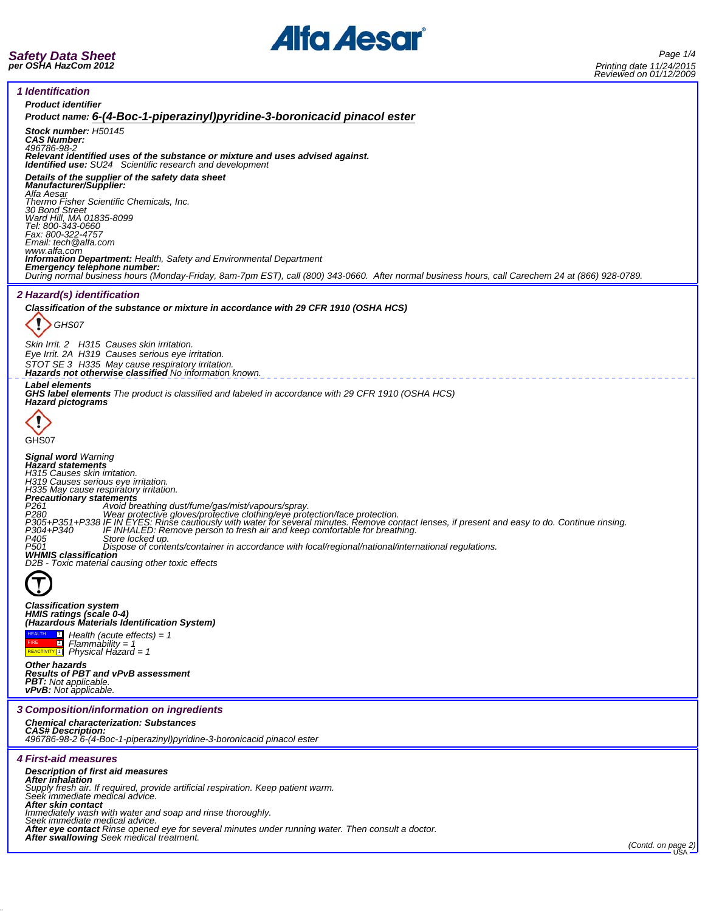**Safety Data Sheet**
**per OSHA HazCom 2012**

Printing date 11/24/2015
Reviewed on 01/12/2009

## 1 Identification

**Product identifier**

**Product name: 6-(4-Boc-1-piperazinyl)pyridine-3-boronicacid pinacol ester**

**Stock number:** H50145
**CAS Number:**
496786-98-2
**Relevant identified uses of the substance or mixture and uses advised against.**
**Identified use:** SU24 Scientific research and development

**Details of the supplier of the safety data sheet**
**Manufacturer/Supplier:**
Alfa Aesar
Thermo Fisher Scientific Chemicals, Inc.
30 Bond Street
Ward Hill, MA 01835-8099
Tel: 800-343-0660
Fax: 800-322-4757
Email: tech@alfa.com
www.alfa.com
**Information Department:** Health, Safety and Environmental Department
**Emergency telephone number:**
During normal business hours (Monday-Friday, 8am-7pm EST), call (800) 343-0660. After normal business hours, call Carechem 24 at (866) 928-0789.

## 2 Hazard(s) identification

**Classification of the substance or mixture in accordance with 29 CFR 1910 (OSHA HCS)**

GHS07

Skin Irrit. 2 H315 Causes skin irritation.
Eye Irrit. 2A H319 Causes serious eye irritation.
STOT SE 3 H335 May cause respiratory irritation.
**Hazards not otherwise classified** No information known.

**Label elements**
**GHS label elements** The product is classified and labeled in accordance with 29 CFR 1910 (OSHA HCS)
**Hazard pictograms**

GHS07

**Signal word** Warning
**Hazard statements**
H315 Causes skin irritation.
H319 Causes serious eye irritation.
H335 May cause respiratory irritation.
**Precautionary statements**
P261 Avoid breathing dust/fume/gas/mist/vapours/spray.
P280 Wear protective gloves/protective clothing/eye protection/face protection.
P305+P351+P338 IF IN EYES: Rinse cautiously with water for several minutes. Remove contact lenses, if present and easy to do. Continue rinsing.
P304+P340 IF INHALED: Remove person to fresh air and keep comfortable for breathing.
P405 Store locked up.
P501 Dispose of contents/container in accordance with local/regional/national/international regulations.
**WHMIS classification**
D2B - Toxic material causing other toxic effects

**Classification system**
**HMIS ratings (scale 0-4)**
**(Hazardous Materials Identification System)**

HEALTH 1 Health (acute effects) = 1
FIRE 1 Flammability = 1
REACTIVITY 1 Physical Hazard = 1

**Other hazards**
**Results of PBT and vPvB assessment**
**PBT:** Not applicable.
**vPvB:** Not applicable.

## 3 Composition/information on ingredients

**Chemical characterization: Substances**
**CAS# Description:**
496786-98-2 6-(4-Boc-1-piperazinyl)pyridine-3-boronicacid pinacol ester

## 4 First-aid measures

**Description of first aid measures**
**After inhalation**
Supply fresh air. If required, provide artificial respiration. Keep patient warm.
Seek immediate medical advice.
**After skin contact**
Immediately wash with water and soap and rinse thoroughly.
Seek immediate medical advice.
**After eye contact** Rinse opened eye for several minutes under running water. Then consult a doctor.
**After swallowing** Seek medical treatment.

(Contd. on page 2)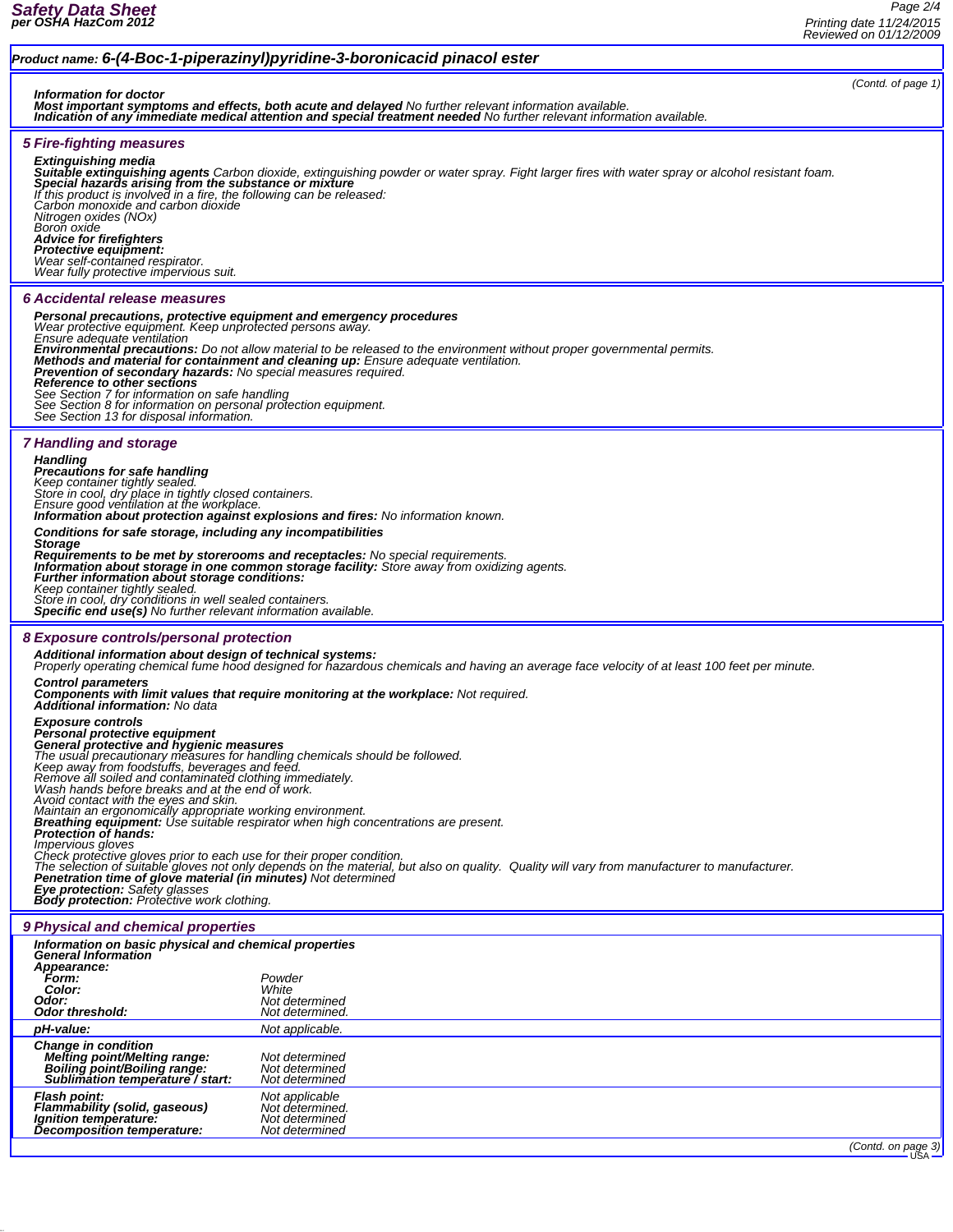**Product name: 6-(4-Boc-1-piperazinyl)pyridine-3-boronicacid pinacol ester**

(Contd. of page 1)

**Information for doctor**
**Most important symptoms and effects, both acute and delayed** No further relevant information available.
**Indication of any immediate medical attention and special treatment needed** No further relevant information available.

## 5 Fire-fighting measures

**Extinguishing media**
**Suitable extinguishing agents** Carbon dioxide, extinguishing powder or water spray. Fight larger fires with water spray or alcohol resistant foam.
**Special hazards arising from the substance or mixture**
If this product is involved in a fire, the following can be released:
Carbon monoxide and carbon dioxide
Nitrogen oxides (NOx)
Boron oxide
**Advice for firefighters**
**Protective equipment:**
Wear self-contained respirator.
Wear fully protective impervious suit.

## 6 Accidental release measures

**Personal precautions, protective equipment and emergency procedures**
Wear protective equipment. Keep unprotected persons away.
Ensure adequate ventilation
**Environmental precautions:** Do not allow material to be released to the environment without proper governmental permits.
**Methods and material for containment and cleaning up:** Ensure adequate ventilation.
**Prevention of secondary hazards:** No special measures required.
**Reference to other sections**
See Section 7 for information on safe handling
See Section 8 for information on personal protection equipment.
See Section 13 for disposal information.

## 7 Handling and storage

**Handling**
**Precautions for safe handling**
Keep container tightly sealed.
Store in cool, dry place in tightly closed containers.
Ensure good ventilation at the workplace.
**Information about protection against explosions and fires:** No information known.

**Conditions for safe storage, including any incompatibilities**
**Storage**
**Requirements to be met by storerooms and receptacles:** No special requirements.
**Information about storage in one common storage facility:** Store away from oxidizing agents.
**Further information about storage conditions:**
Keep container tightly sealed.
Store in cool, dry conditions in well sealed containers.
**Specific end use(s)** No further relevant information available.

## 8 Exposure controls/personal protection

**Additional information about design of technical systems:**
Properly operating chemical fume hood designed for hazardous chemicals and having an average face velocity of at least 100 feet per minute.

**Control parameters**
**Components with limit values that require monitoring at the workplace:** Not required.
**Additional information:** No data

**Exposure controls**
**Personal protective equipment**
**General protective and hygienic measures**
The usual precautionary measures for handling chemicals should be followed.
Keep away from foodstuffs, beverages and feed.
Remove all soiled and contaminated clothing immediately.
Wash hands before breaks and at the end of work.
Avoid contact with the eyes and skin.
Maintain an ergonomically appropriate working environment.
**Breathing equipment:** Use suitable respirator when high concentrations are present.
**Protection of hands:**
Impervious gloves
Check protective gloves prior to each use for their proper condition.
The selection of suitable gloves not only depends on the material, but also on quality. Quality will vary from manufacturer to manufacturer.
**Penetration time of glove material (in minutes)** Not determined
**Eye protection:** Safety glasses
**Body protection:** Protective work clothing.

## 9 Physical and chemical properties

**Information on basic physical and chemical properties**
**General Information**

| | |
|---|---|
| **Appearance:** | |
| **Form:** | Powder |
| **Color:** | White |
| **Odor:** | Not determined |
| **Odor threshold:** | Not determined. |
| **pH-value:** | Not applicable. |
| **Change in condition** | |
| **Melting point/Melting range:** | Not determined |
| **Boiling point/Boiling range:** | Not determined |
| **Sublimation temperature / start:** | Not determined |
| **Flash point:** | Not applicable |
| **Flammability (solid, gaseous)** | Not determined. |
| **Ignition temperature:** | Not determined |
| **Decomposition temperature:** | Not determined |

(Contd. on page 3)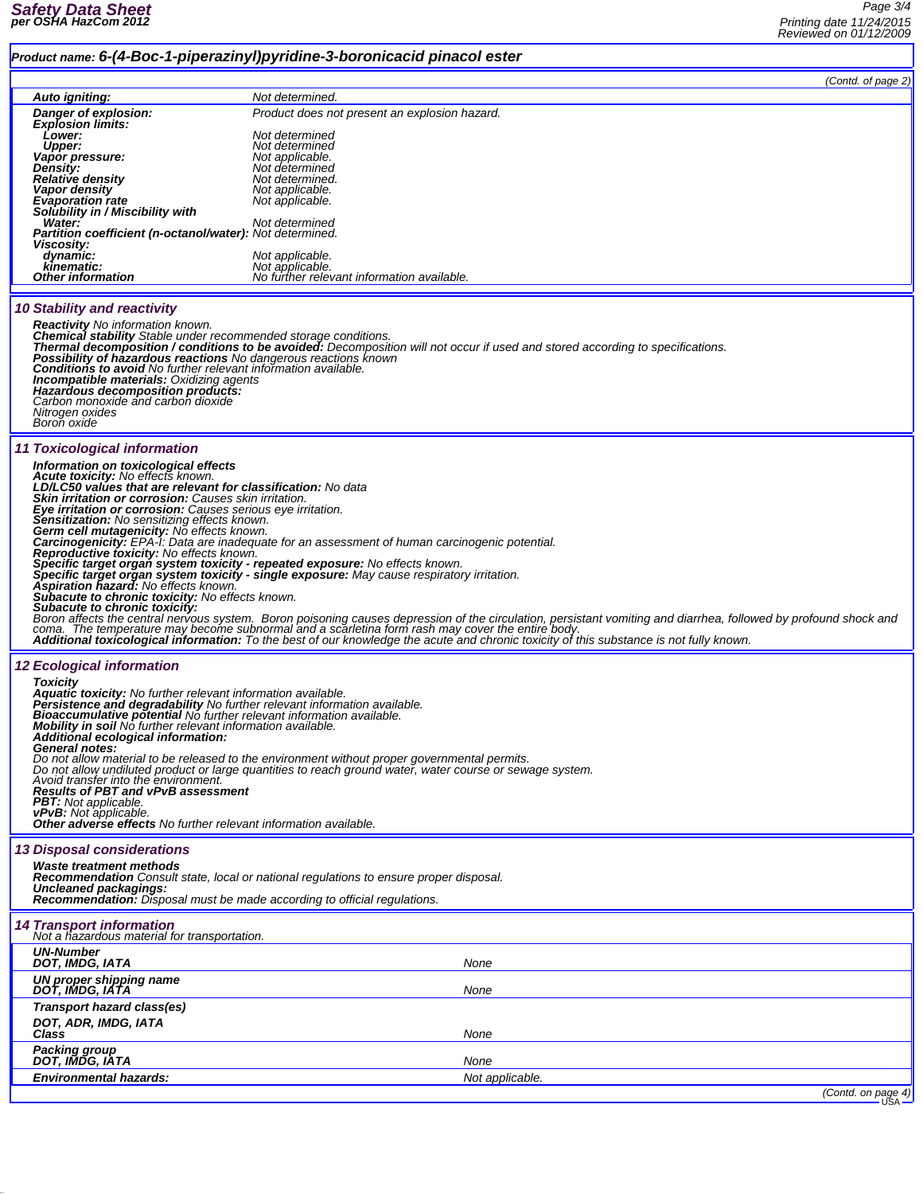**Product name: 6-(4-Boc-1-piperazinyl)pyridine-3-boronicacid pinacol ester**

(Contd. of page 2)

| | |
|---|---|
| **Auto igniting:** | Not determined. |
| **Danger of explosion:** | Product does not present an explosion hazard. |
| **Explosion limits:** | |
| **Lower:** | Not determined |
| **Upper:** | Not determined |
| **Vapor pressure:** | Not applicable. |
| **Density:** | Not determined |
| **Relative density** | Not determined. |
| **Vapor density** | Not applicable. |
| **Evaporation rate** | Not applicable. |
| **Solubility in / Miscibility with** | |
| **Water:** | Not determined |
| **Partition coefficient (n-octanol/water):** | Not determined. |
| **Viscosity:** | |
| **dynamic:** | Not applicable. |
| **kinematic:** | Not applicable. |
| **Other information** | No further relevant information available. |

## 10 Stability and reactivity

**Reactivity** No information known.
**Chemical stability** Stable under recommended storage conditions.
**Thermal decomposition / conditions to be avoided:** Decomposition will not occur if used and stored according to specifications.
**Possibility of hazardous reactions** No dangerous reactions known
**Conditions to avoid** No further relevant information available.
**Incompatible materials:** Oxidizing agents
**Hazardous decomposition products:**
Carbon monoxide and carbon dioxide
Nitrogen oxides
Boron oxide

## 11 Toxicological information

**Information on toxicological effects**
**Acute toxicity:** No effects known.
**LD/LC50 values that are relevant for classification:** No data
**Skin irritation or corrosion:** Causes skin irritation.
**Eye irritation or corrosion:** Causes serious eye irritation.
**Sensitization:** No sensitizing effects known.
**Germ cell mutagenicity:** No effects known.
**Carcinogenicity:** EPA-I: Data are inadequate for an assessment of human carcinogenic potential.
**Reproductive toxicity:** No effects known.
**Specific target organ system toxicity - repeated exposure:** No effects known.
**Specific target organ system toxicity - single exposure:** May cause respiratory irritation.
**Aspiration hazard:** No effects known.
**Subacute to chronic toxicity:** No effects known.
**Subacute to chronic toxicity:**
Boron affects the central nervous system. Boron poisoning causes depression of the circulation, persistant vomiting and diarrhea, followed by profound shock and coma. The temperature may become subnormal and a scarletina form rash may cover the entire body.
**Additional toxicological information:** To the best of our knowledge the acute and chronic toxicity of this substance is not fully known.

## 12 Ecological information

**Toxicity**
**Aquatic toxicity:** No further relevant information available.
**Persistence and degradability** No further relevant information available.
**Bioaccumulative potential** No further relevant information available.
**Mobility in soil** No further relevant information available.
**Additional ecological information:**
**General notes:**
Do not allow material to be released to the environment without proper governmental permits.
Do not allow undiluted product or large quantities to reach ground water, water course or sewage system.
Avoid transfer into the environment.
**Results of PBT and vPvB assessment**
**PBT:** Not applicable.
**vPvB:** Not applicable.
**Other adverse effects** No further relevant information available.

## 13 Disposal considerations

**Waste treatment methods**
**Recommendation** Consult state, local or national regulations to ensure proper disposal.
**Uncleaned packagings:**
**Recommendation:** Disposal must be made according to official regulations.

## 14 Transport information

Not a hazardous material for transportation.

| | |
|---|---|
| **UN-Number** | |
| **DOT, IMDG, IATA** | None |
| **UN proper shipping name** | |
| **DOT, IMDG, IATA** | None |
| **Transport hazard class(es)** | |
| **DOT, ADR, IMDG, IATA** | |
| **Class** | None |
| **Packing group** | |
| **DOT, IMDG, IATA** | None |
| **Environmental hazards:** | Not applicable. |

(Contd. on page 4)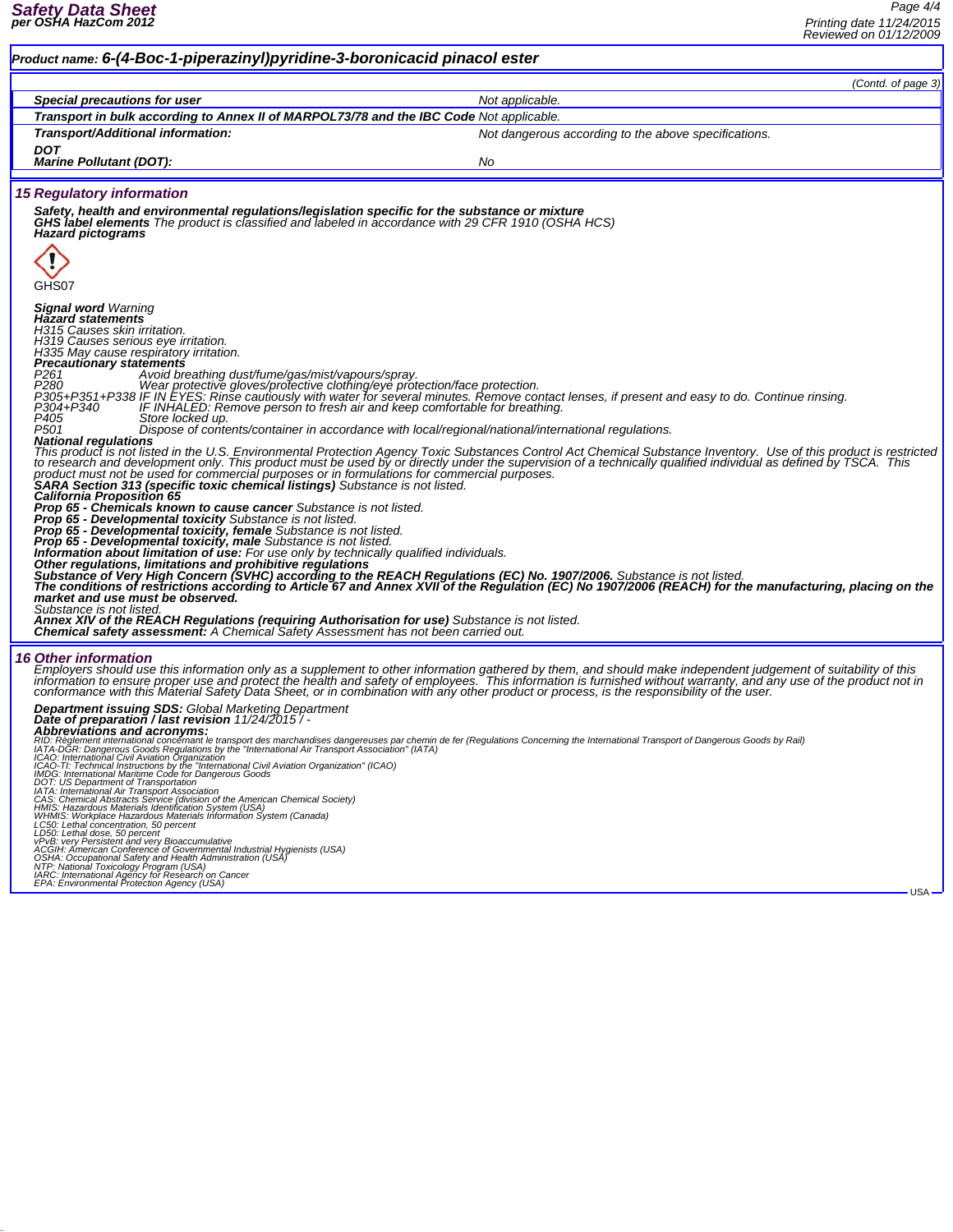Product name: ***6-(4-Boc-1-piperazinyl)pyridine-3-boronicacid pinacol ester***

(Contd. of page 3)

| | |
|---|---|
| ***Special precautions for user*** | *Not applicable.* |
| ***Transport in bulk according to Annex II of MARPOL73/78 and the IBC Code*** | *Not applicable.* |
| ***Transport/Additional information:*** | *Not dangerous according to the above specifications.* |
| ***DOT*** | |
| ***Marine Pollutant (DOT):*** | *No* |

## 15 Regulatory information

***Safety, health and environmental regulations/legislation specific for the substance or mixture***
***GHS label elements*** *The product is classified and labeled in accordance with 29 CFR 1910 (OSHA HCS)*
***Hazard pictograms***

GHS07

***Signal word*** *Warning*
***Hazard statements***
*H315 Causes skin irritation.*
*H319 Causes serious eye irritation.*
*H335 May cause respiratory irritation.*
***Precautionary statements***
*P261 Avoid breathing dust/fume/gas/mist/vapours/spray.*
*P280 Wear protective gloves/protective clothing/eye protection/face protection.*
*P305+P351+P338 IF IN EYES: Rinse cautiously with water for several minutes. Remove contact lenses, if present and easy to do. Continue rinsing.*
*P304+P340 IF INHALED: Remove person to fresh air and keep comfortable for breathing.*
*P405 Store locked up.*
*P501 Dispose of contents/container in accordance with local/regional/national/international regulations.*
***National regulations***
*This product is not listed in the U.S. Environmental Protection Agency Toxic Substances Control Act Chemical Substance Inventory. Use of this product is restricted to research and development only. This product must be used by or directly under the supervision of a technically qualified individual as defined by TSCA. This product must not be used for commercial purposes or in formulations for commercial purposes.*
***SARA Section 313 (specific toxic chemical listings)*** *Substance is not listed.*
***California Proposition 65***
***Prop 65 - Chemicals known to cause cancer*** *Substance is not listed.*
***Prop 65 - Developmental toxicity*** *Substance is not listed.*
***Prop 65 - Developmental toxicity, female*** *Substance is not listed.*
***Prop 65 - Developmental toxicity, male*** *Substance is not listed.*
***Information about limitation of use:*** *For use only by technically qualified individuals.*
***Other regulations, limitations and prohibitive regulations***
***Substance of Very High Concern (SVHC) according to the REACH Regulations (EC) No. 1907/2006.*** *Substance is not listed.*
***The conditions of restrictions according to Article 67 and Annex XVII of the Regulation (EC) No 1907/2006 (REACH) for the manufacturing, placing on the market and use must be observed.***
*Substance is not listed.*
***Annex XIV of the REACH Regulations (requiring Authorisation for use)*** *Substance is not listed.*
***Chemical safety assessment:*** *A Chemical Safety Assessment has not been carried out.*

## 16 Other information

*Employers should use this information only as a supplement to other information gathered by them, and should make independent judgement of suitability of this information to ensure proper use and protect the health and safety of employees. This information is furnished without warranty, and any use of the product not in conformance with this Material Safety Data Sheet, or in combination with any other product or process, is the responsibility of the user.*

***Department issuing SDS:*** *Global Marketing Department*
***Date of preparation / last revision*** *11/24/2015 / -*
***Abbreviations and acronyms:***
*RID: Règlement international concernant le transport des marchandises dangereuses par chemin de fer (Regulations Concerning the International Transport of Dangerous Goods by Rail)*
*IATA-DGR: Dangerous Goods Regulations by the "International Air Transport Association" (IATA)*
*ICAO: International Civil Aviation Organization*
*ICAO-TI: Technical Instructions by the "International Civil Aviation Organization" (ICAO)*
*IMDG: International Maritime Code for Dangerous Goods*
*DOT: US Department of Transportation*
*IATA: International Air Transport Association*
*CAS: Chemical Abstracts Service (division of the American Chemical Society)*
*HMIS: Hazardous Materials Identification System (USA)*
*WHMIS: Workplace Hazardous Materials Information System (Canada)*
*LC50: Lethal concentration, 50 percent*
*LD50: Lethal dose, 50 percent*
*vPvB: very Persistent and very Bioaccumulative*
*ACGIH: American Conference of Governmental Industrial Hygienists (USA)*
*OSHA: Occupational Safety and Health Administration (USA)*
*NTP: National Toxicology Program (USA)*
*IARC: International Agency for Research on Cancer*
*EPA: Environmental Protection Agency (USA)*